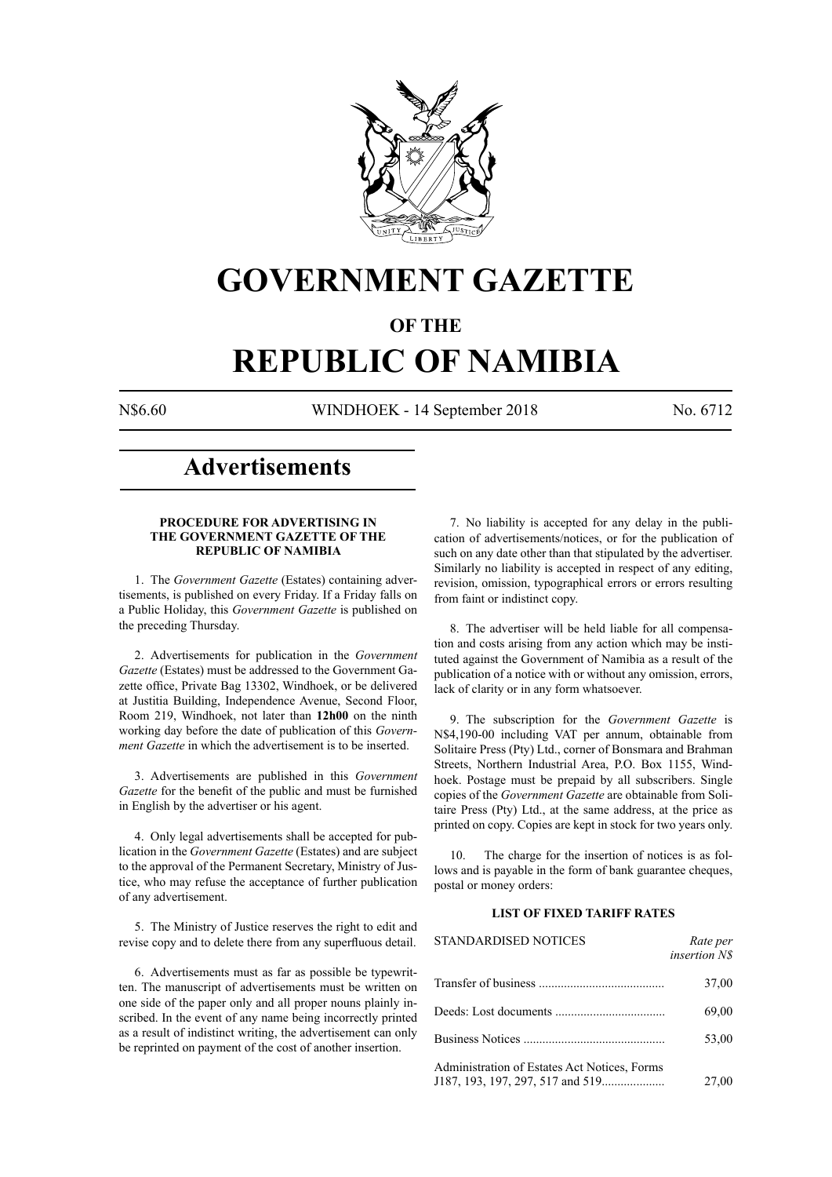# GOVERNMENT GAZETTE

## OF THE

# REPUBLIC OF NAMIBIA

N$6.60 WINDHOEK - 14 September 2018 No. 6712

## Advertisements

### PROCEDURE FOR ADVERTISING IN THE GOVERNMENT GAZETTE OF THE REPUBLIC OF NAMIBIA

1. The *Government Gazette* (Estates) containing advertisements, is published on every Friday. If a Friday falls on a Public Holiday, this *Government Gazette* is published on the preceding Thursday.

2. Advertisements for publication in the *Government Gazette* (Estates) must be addressed to the Government Gazette office, Private Bag 13302, Windhoek, or be delivered at Justitia Building, Independence Avenue, Second Floor, Room 219, Windhoek, not later than **12h00** on the ninth working day before the date of publication of this *Government Gazette* in which the advertisement is to be inserted.

3. Advertisements are published in this *Government Gazette* for the benefit of the public and must be furnished in English by the advertiser or his agent.

4. Only legal advertisements shall be accepted for publication in the *Government Gazette* (Estates) and are subject to the approval of the Permanent Secretary, Ministry of Justice, who may refuse the acceptance of further publication of any advertisement.

5. The Ministry of Justice reserves the right to edit and revise copy and to delete there from any superfluous detail.

6. Advertisements must as far as possible be typewritten. The manuscript of advertisements must be written on one side of the paper only and all proper nouns plainly inscribed. In the event of any name being incorrectly printed as a result of indistinct writing, the advertisement can only be reprinted on payment of the cost of another insertion.

7. No liability is accepted for any delay in the publication of advertisements/notices, or for the publication of such on any date other than that stipulated by the advertiser. Similarly no liability is accepted in respect of any editing, revision, omission, typographical errors or errors resulting from faint or indistinct copy.

8. The advertiser will be held liable for all compensation and costs arising from any action which may be instituted against the Government of Namibia as a result of the publication of a notice with or without any omission, errors, lack of clarity or in any form whatsoever.

9. The subscription for the *Government Gazette* is N$4,190-00 including VAT per annum, obtainable from Solitaire Press (Pty) Ltd., corner of Bonsmara and Brahman Streets, Northern Industrial Area, P.O. Box 1155, Windhoek. Postage must be prepaid by all subscribers. Single copies of the *Government Gazette* are obtainable from Solitaire Press (Pty) Ltd., at the same address, at the price as printed on copy. Copies are kept in stock for two years only.

10. The charge for the insertion of notices is as follows and is payable in the form of bank guarantee cheques, postal or money orders:

### LIST OF FIXED TARIFF RATES

| STANDARDISED NOTICES | *Rate per insertion N$* |
|---|---|
| Transfer of business | 37,00 |
| Deeds: Lost documents | 69,00 |
| Business Notices | 53,00 |
| Administration of Estates Act Notices, Forms J187, 193, 197, 297, 517 and 519 | 27,00 |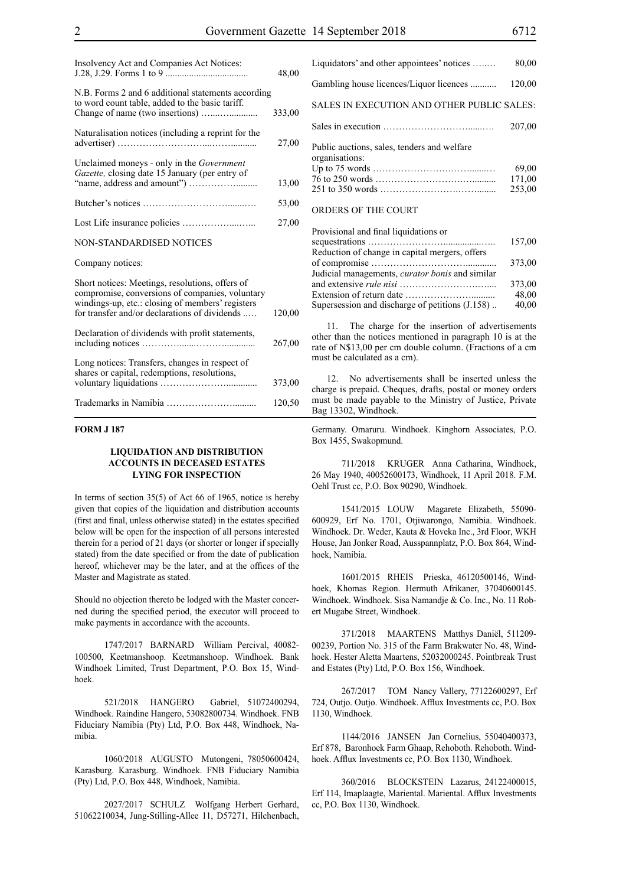| | |
|---|---|
| Insolvency Act and Companies Act Notices: J.28, J.29. Forms 1 to 9 | 48,00 |
| N.B. Forms 2 and 6 additional statements according to word count table, added to the basic tariff. | |
| Change of name (two insertions) | 333,00 |
| Naturalisation notices (including a reprint for the advertiser) | 27,00 |
| Unclaimed moneys - only in the *Government Gazette,* closing date 15 January (per entry of "name, address and amount") | 13,00 |
| Butcher's notices | 53,00 |
| Lost Life insurance policies | 27,00 |

NON-STANDARDISED NOTICES

Company notices:

| | |
|---|---|
| Short notices: Meetings, resolutions, offers of compromise, conversions of companies, voluntary windings-up, etc.: closing of members' registers for transfer and/or declarations of dividends | 120,00 |
| Declaration of dividends with profit statements, including notices | 267,00 |
| Long notices: Transfers, changes in respect of shares or capital, redemptions, resolutions, voluntary liquidations | 373,00 |
| Trademarks in Namibia | 120,50 |
| Liquidators' and other appointees' notices | 80,00 |
| Gambling house licences/Liquor licences | 120,00 |

SALES IN EXECUTION AND OTHER PUBLIC SALES:

| | |
|---|---|
| Sales in execution | 207,00 |
| Public auctions, sales, tenders and welfare organisations: | |
| Up to 75 words | 69,00 |
| 76 to 250 words | 171,00 |
| 251 to 350 words | 253,00 |

ORDERS OF THE COURT

| | |
|---|---|
| Provisional and final liquidations or sequestrations | 157,00 |
| Reduction of change in capital mergers, offers of compromise | 373,00 |
| Judicial managements, *curator bonis* and similar and extensive *rule nisi* | 373,00 |
| Extension of return date | 48,00 |
| Supersession and discharge of petitions (J.158) | 40,00 |

11. The charge for the insertion of advertisements other than the notices mentioned in paragraph 10 is at the rate of N$13,00 per cm double column. (Fractions of a cm must be calculated as a cm).

12. No advertisements shall be inserted unless the charge is prepaid. Cheques, drafts, postal or money orders must be made payable to the Ministry of Justice, Private Bag 13302, Windhoek.

**FORM J 187**

**LIQUIDATION AND DISTRIBUTION ACCOUNTS IN DECEASED ESTATES LYING FOR INSPECTION**

In terms of section 35(5) of Act 66 of 1965, notice is hereby given that copies of the liquidation and distribution accounts (first and final, unless otherwise stated) in the estates specified below will be open for the inspection of all persons interested therein for a period of 21 days (or shorter or longer if specially stated) from the date specified or from the date of publication hereof, whichever may be the later, and at the offices of the Master and Magistrate as stated.

Should no objection thereto be lodged with the Master concerned during the specified period, the executor will proceed to make payments in accordance with the accounts.

1747/2017 BARNARD William Percival, 40082-100500, Keetmanshoop. Keetmanshoop. Windhoek. Bank Windhoek Limited, Trust Department, P.O. Box 15, Windhoek.

521/2018 HANGERO Gabriel, 51072400294, Windhoek. Raindine Hangero, 53082800734. Windhoek. FNB Fiduciary Namibia (Pty) Ltd, P.O. Box 448, Windhoek, Namibia.

1060/2018 AUGUSTO Mutongeni, 78050600424, Karasburg. Karasburg. Windhoek. FNB Fiduciary Namibia (Pty) Ltd, P.O. Box 448, Windhoek, Namibia.

2027/2017 SCHULZ Wolfgang Herbert Gerhard, 51062210034, Jung-Stilling-Allee 11, D57271, Hilchenbach, Germany. Omaruru. Windhoek. Kinghorn Associates, P.O. Box 1455, Swakopmund.

711/2018 KRUGER Anna Catharina, Windhoek, 26 May 1940, 40052600173, Windhoek, 11 April 2018. F.M. Oehl Trust cc, P.O. Box 90290, Windhoek.

1541/2015 LOUW Magarete Elizabeth, 55090-600929, Erf No. 1701, Otjiwarongo, Namibia. Windhoek. Windhoek. Dr. Weder, Kauta & Hoveka Inc., 3rd Floor, WKH House, Jan Jonker Road, Ausspannplatz, P.O. Box 864, Windhoek, Namibia.

1601/2015 RHEIS Prieska, 46120500146, Windhoek, Khomas Region. Hermuth Afrikaner, 37040600145. Windhoek. Windhoek. Sisa Namandje & Co. Inc., No. 11 Robert Mugabe Street, Windhoek.

371/2018 MAARTENS Matthys Daniël, 511209-00239, Portion No. 315 of the Farm Brakwater No. 48, Windhoek. Hester Aletta Maartens, 52032000245. Pointbreak Trust and Estates (Pty) Ltd, P.O. Box 156, Windhoek.

267/2017 TOM Nancy Vallery, 77122600297, Erf 724, Outjo. Outjo. Windhoek. Afflux Investments cc, P.O. Box 1130, Windhoek.

1144/2016 JANSEN Jan Cornelius, 55040400373, Erf 878, Baronhoek Farm Ghaap, Rehoboth. Rehoboth. Windhoek. Afflux Investments cc, P.O. Box 1130, Windhoek.

360/2016 BLOCKSTEIN Lazarus, 24122400015, Erf 114, Imaplaagte, Mariental. Mariental. Afflux Investments cc, P.O. Box 1130, Windhoek.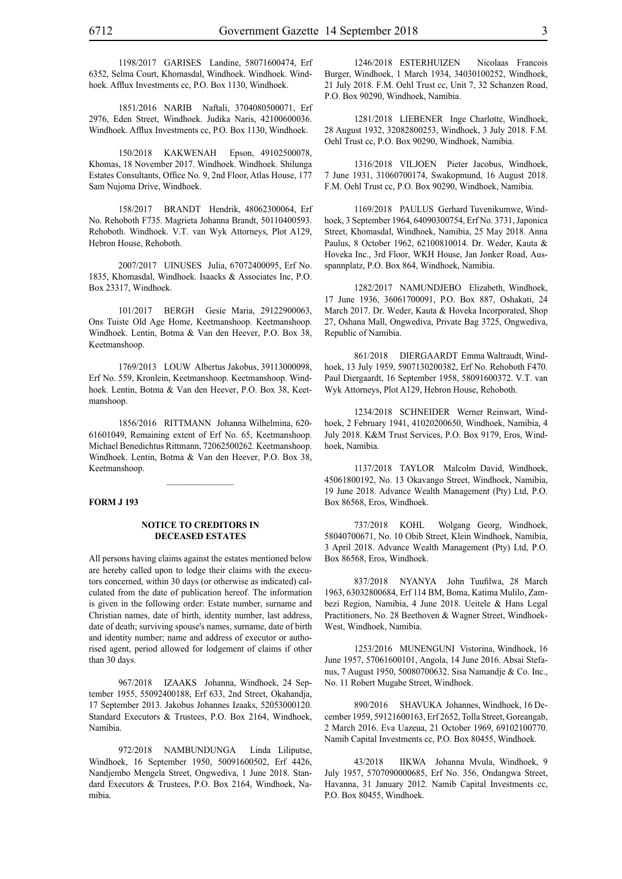1198/2017 GARISES Landine, 58071600474, Erf 6352, Selma Court, Khomasdal, Windhoek. Windhoek. Windhoek. Afflux Investments cc, P.O. Box 1130, Windhoek.

1851/2016 NARIB Naftali, 3704080500071, Erf 2976, Eden Street, Windhoek. Judika Naris, 42100600036. Windhoek. Afflux Investments cc, P.O. Box 1130, Windhoek.

150/2018 KAKWENAH Epson, 49102500078, Khomas, 18 November 2017. Windhoek. Windhoek. Shilunga Estates Consultants, Office No. 9, 2nd Floor, Atlas House, 177 Sam Nujoma Drive, Windhoek.

158/2017 BRANDT Hendrik, 48062300064, Erf No. Rehoboth F735. Magrieta Johanna Brandt, 50110400593. Rehoboth. Windhoek. V.T. van Wyk Attorneys, Plot A129, Hebron House, Rehoboth.

2007/2017 UINUSES Julia, 67072400095, Erf No. 1835, Khomasdal, Windhoek. Isaacks & Associates Inc, P.O. Box 23317, Windhoek.

101/2017 BERGH Gesie Maria, 29122900063, Ons Tuiste Old Age Home, Keetmanshoop. Keetmanshoop. Windhoek. Lentin, Botma & Van den Heever, P.O. Box 38, Keetmanshoop.

1769/2013 LOUW Albertus Jakobus, 39113000098, Erf No. 559, Kronlein, Keetmanshoop. Keetmanshoop. Windhoek. Lentin, Botma & Van den Heever, P.O. Box 38, Keetmanshoop.

1856/2016 RITTMANN Johanna Wilhelmina, 62061601049, Remaining extent of Erf No. 65, Keetmanshoop. Michael Benedichtus Rittmann, 72062500262. Keetmanshoop. Windhoek. Lentin, Botma & Van den Heever, P.O. Box 38, Keetmanshoop.

**FORM J 193**

**NOTICE TO CREDITORS IN DECEASED ESTATES**

All persons having claims against the estates mentioned below are hereby called upon to lodge their claims with the executors concerned, within 30 days (or otherwise as indicated) calculated from the date of publication hereof. The information is given in the following order: Estate number, surname and Christian names, date of birth, identity number, last address, date of death; surviving spouse's names, surname, date of birth and identity number; name and address of executor or authorised agent, period allowed for lodgement of claims if other than 30 days.

967/2018 IZAAKS Johanna, Windhoek, 24 September 1955, 55092400188, Erf 633, 2nd Street, Okahandja, 17 September 2013. Jakobus Johannes Izaaks, 52053000120. Standard Executors & Trustees, P.O. Box 2164, Windhoek, Namibia.

972/2018 NAMBUNDUNGA Linda Liliputse, Windhoek, 16 September 1950, 50091600502, Erf 4426, Nandjembo Mengela Street, Ongwediva, 1 June 2018. Standard Executors & Trustees, P.O. Box 2164, Windhoek, Namibia.

1246/2018 ESTERHUIZEN Nicolaas Francois Burger, Windhoek, 1 March 1934, 34030100252, Windhoek, 21 July 2018. F.M. Oehl Trust cc, Unit 7, 32 Schanzen Road, P.O. Box 90290, Windhoek, Namibia.

1281/2018 LIEBENER Inge Charlotte, Windhoek, 28 August 1932, 32082800253, Windhoek, 3 July 2018. F.M. Oehl Trust cc, P.O. Box 90290, Windhoek, Namibia.

1316/2018 VILJOEN Pieter Jacobus, Windhoek, 7 June 1931, 31060700174, Swakopmund, 16 August 2018. F.M. Oehl Trust cc, P.O. Box 90290, Windhoek, Namibia.

1169/2018 PAULUS Gerhard Tuvenikumwe, Windhoek, 3 September 1964, 64090300754, Erf No. 3731, Japonica Street, Khomasdal, Windhoek, Namibia, 25 May 2018. Anna Paulus, 8 October 1962, 62100810014. Dr. Weder, Kauta & Hoveka Inc., 3rd Floor, WKH House, Jan Jonker Road, Ausspannplatz, P.O. Box 864, Windhoek, Namibia.

1282/2017 NAMUNDJEBO Elizabeth, Windhoek, 17 June 1936, 36061700091, P.O. Box 887, Oshakati, 24 March 2017. Dr. Weder, Kauta & Hoveka Incorporated, Shop 27, Oshana Mall, Ongwediva, Private Bag 3725, Ongwediva, Republic of Namibia.

861/2018 DIERGAARDT Emma Waltraudt, Windhoek, 13 July 1959, 5907130200382, Erf No. Rehoboth F470. Paul Diergaardt, 16 September 1958, 58091600372. V.T. van Wyk Attorneys, Plot A129, Hebron House, Rehoboth.

1234/2018 SCHNEIDER Werner Reinwart, Windhoek, 2 February 1941, 41020200650, Windhoek, Namibia, 4 July 2018. K&M Trust Services, P.O. Box 9179, Eros, Windhoek, Namibia.

1137/2018 TAYLOR Malcolm David, Windhoek, 45061800192, No. 13 Okavango Street, Windhoek, Namibia, 19 June 2018. Advance Wealth Management (Pty) Ltd, P.O. Box 86568, Eros, Windhoek.

737/2018 KOHL Wolgang Georg, Windhoek, 58040700671, No. 10 Obib Street, Klein Windhoek, Namibia, 3 April 2018. Advance Wealth Management (Pty) Ltd, P.O. Box 86568, Eros, Windhoek.

837/2018 NYANYA John Tuufilwa, 28 March 1963, 63032800684, Erf 114 BM, Boma, Katima Mulilo, Zambezi Region, Namibia, 4 June 2018. Ueitele & Hans Legal Practitioners, No. 28 Beethoven & Wagner Street, Windhoek-West, Windhoek, Namibia.

1253/2016 MUNENGUNI Vistorina, Windhoek, 16 June 1957, 57061600101, Angola, 14 June 2016. Absai Stefanus, 7 August 1950, 50080700632. Sisa Namandje & Co. Inc., No. 11 Robert Mugabe Street, Windhoek.

890/2016 SHAVUKA Johannes, Windhoek, 16 December 1959, 59121600163, Erf 2652, Tolla Street, Goreangab, 2 March 2016. Eva Uazeua, 21 October 1969, 69102100770. Namib Capital Investments cc, P.O. Box 80455, Windhoek.

43/2018 IIKWA Johanna Mvula, Windhoek, 9 July 1957, 5707090000685, Erf No. 356, Ondangwa Street, Havanna, 31 January 2012. Namib Capital Investments cc, P.O. Box 80455, Windhoek.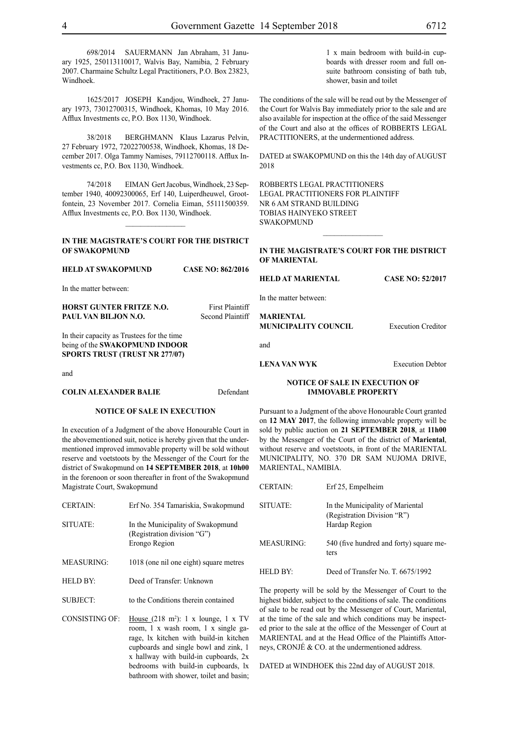698/2014 SAUERMANN Jan Abraham, 31 January 1925, 250113110017, Walvis Bay, Namibia, 2 February 2007. Charmaine Schultz Legal Practitioners, P.O. Box 23823, Windhoek.

1625/2017 JOSEPH Kandjou, Windhoek, 27 January 1973, 73012700315, Windhoek, Khomas, 10 May 2016. Afflux Investments cc, P.O. Box 1130, Windhoek.

38/2018 BERGHMANN Klaus Lazarus Pelvin, 27 February 1972, 72022700538, Windhoek, Khomas, 18 December 2017. Olga Tammy Namises, 79112700118. Afflux Investments cc, P.O. Box 1130, Windhoek.

74/2018 EIMAN Gert Jacobus, Windhoek, 23 September 1940, 40092300065, Erf 140, Luiperdheuwel, Grootfontein, 23 November 2017. Cornelia Eiman, 55111500359. Afflux Investments cc, P.O. Box 1130, Windhoek.

---

**IN THE MAGISTRATE'S COURT FOR THE DISTRICT OF SWAKOPMUND**

**HELD AT SWAKOPMUND** **CASE NO: 862/2016**

In the matter between:

**HORST GUNTER FRITZE N.O.** First Plaintiff
**PAUL VAN BILJON N.O.** Second Plaintiff

In their capacity as Trustees for the time being of the **SWAKOPMUND INDOOR SPORTS TRUST (TRUST NR 277/07)**

and

**COLIN ALEXANDER BALIE** Defendant

**NOTICE OF SALE IN EXECUTION**

In execution of a Judgment of the above Honourable Court in the abovementioned suit, notice is hereby given that the undermentioned improved immovable property will be sold without reserve and voetstoots by the Messenger of the Court for the district of Swakopmund on **14 SEPTEMBER 2018**, at **10h00** in the forenoon or soon thereafter in front of the Swakopmund Magistrate Court, Swakopmund

| | |
|---|---|
| CERTAIN: | Erf No. 354 Tamariskia, Swakopmund |
| SITUATE: | In the Municipality of Swakopmund (Registration division "G") Erongo Region |
| MEASURING: | 1018 (one nil one eight) square metres |
| HELD BY: | Deed of Transfer: Unknown |
| SUBJECT: | to the Conditions therein contained |
| CONSISTING OF: | House (218 m²): 1 x lounge, 1 x TV room, 1 x wash room, 1 x single garage, lx kitchen with build-in kitchen cupboards and single bowl and zink, 1 x hallway with build-in cupboards, 2x bedrooms with build-in cupboards, lx bathroom with shower, toilet and basin; 1 x main bedroom with build-in cupboards with dresser room and full onsuite bathroom consisting of bath tub, shower, basin and toilet |

The conditions of the sale will be read out by the Messenger of the Court for Walvis Bay immediately prior to the sale and are also available for inspection at the office of the said Messenger of the Court and also at the offices of ROBBERTS LEGAL PRACTITIONERS, at the undermentioned address.

DATED at SWAKOPMUND on this the 14th day of AUGUST 2018

ROBBERTS LEGAL PRACTITIONERS
LEGAL PRACTITIONERS FOR PLAINTIFF
NR 6 AM STRAND BUILDING
TOBIAS HAINYEKO STREET
SWAKOPMUND

---

**IN THE MAGISTRATE'S COURT FOR THE DISTRICT OF MARIENTAL**

**HELD AT MARIENTAL** **CASE NO: 52/2017**

In the matter between:

**MARIENTAL MUNICIPALITY COUNCIL** Execution Creditor

and

**LENA VAN WYK** Execution Debtor

**NOTICE OF SALE IN EXECUTION OF IMMOVABLE PROPERTY**

Pursuant to a Judgment of the above Honourable Court granted on **12 MAY 2017**, the following immovable property will be sold by public auction on **21 SEPTEMBER 2018**, at **11h00** by the Messenger of the Court of the district of **Mariental**, without reserve and voetstoots, in front of the MARIENTAL MUNICIPALITY, NO. 370 DR SAM NUJOMA DRIVE, MARIENTAL, NAMIBIA.

| | |
|---|---|
| CERTAIN: | Erf 25, Empelheim |
| SITUATE: | In the Municipality of Mariental (Registration Division "R") Hardap Region |
| MEASURING: | 540 (five hundred and forty) square meters |
| HELD BY: | Deed of Transfer No. T. 6675/1992 |

The property will be sold by the Messenger of Court to the highest bidder, subject to the conditions of sale. The conditions of sale to be read out by the Messenger of Court, Mariental, at the time of the sale and which conditions may be inspected prior to the sale at the office of the Messenger of Court at MARIENTAL and at the Head Office of the Plaintiffs Attorneys, CRONJÉ & CO. at the undermentioned address.

DATED at WINDHOEK this 22nd day of AUGUST 2018.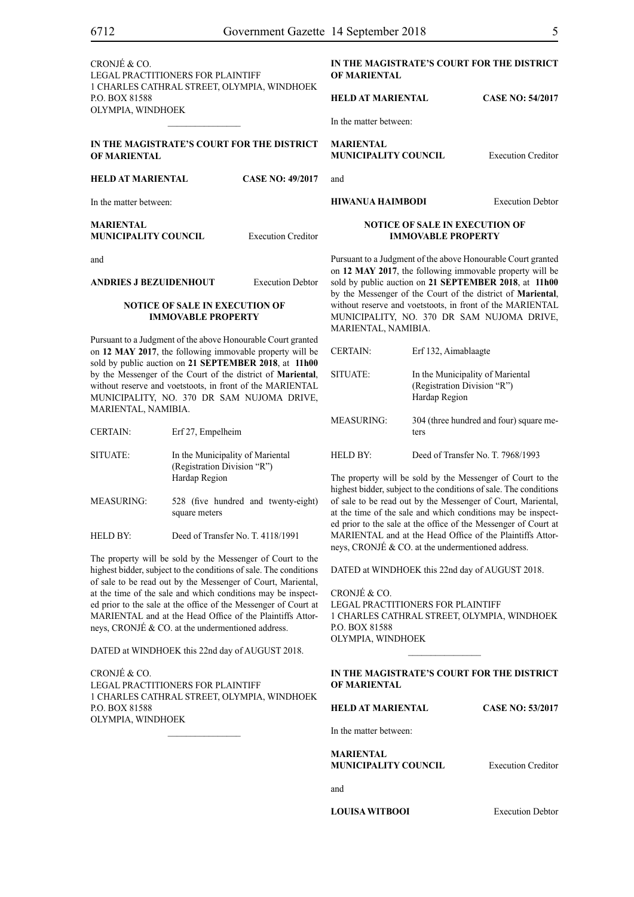CRONJÉ & CO.
LEGAL PRACTITIONERS FOR PLAINTIFF
1 CHARLES CATHRAL STREET, OLYMPIA, WINDHOEK
P.O. BOX 81588
OLYMPIA, WINDHOEK

---

**IN THE MAGISTRATE'S COURT FOR THE DISTRICT OF MARIENTAL**

**HELD AT MARIENTAL** **CASE NO: 49/2017**

In the matter between:

**MARIENTAL MUNICIPALITY COUNCIL** Execution Creditor

and

**ANDRIES J BEZUIDENHOUT** Execution Debtor

**NOTICE OF SALE IN EXECUTION OF IMMOVABLE PROPERTY**

Pursuant to a Judgment of the above Honourable Court granted on **12 MAY 2017**, the following immovable property will be sold by public auction on **21 SEPTEMBER 2018**, at **11h00** by the Messenger of the Court of the district of **Mariental**, without reserve and voetstoots, in front of the MARIENTAL MUNICIPALITY, NO. 370 DR SAM NUJOMA DRIVE, MARIENTAL, NAMIBIA.

| | |
|---|---|
| CERTAIN: | Erf 27, Empelheim |
| SITUATE: | In the Municipality of Mariental (Registration Division "R") Hardap Region |
| MEASURING: | 528 (five hundred and twenty-eight) square meters |
| HELD BY: | Deed of Transfer No. T. 4118/1991 |

The property will be sold by the Messenger of Court to the highest bidder, subject to the conditions of sale. The conditions of sale to be read out by the Messenger of Court, Mariental, at the time of the sale and which conditions may be inspected prior to the sale at the office of the Messenger of Court at MARIENTAL and at the Head Office of the Plaintiffs Attorneys, CRONJÉ & CO. at the undermentioned address.

DATED at WINDHOEK this 22nd day of AUGUST 2018.

CRONJÉ & CO.
LEGAL PRACTITIONERS FOR PLAINTIFF
1 CHARLES CATHRAL STREET, OLYMPIA, WINDHOEK
P.O. BOX 81588
OLYMPIA, WINDHOEK

---

**IN THE MAGISTRATE'S COURT FOR THE DISTRICT OF MARIENTAL**

**HELD AT MARIENTAL** **CASE NO: 54/2017**

In the matter between:

**MARIENTAL MUNICIPALITY COUNCIL** Execution Creditor

and

**HIWANUA HAIMBODI** Execution Debtor

**NOTICE OF SALE IN EXECUTION OF IMMOVABLE PROPERTY**

Pursuant to a Judgment of the above Honourable Court granted on **12 MAY 2017**, the following immovable property will be sold by public auction on **21 SEPTEMBER 2018**, at **11h00** by the Messenger of the Court of the district of **Mariental**, without reserve and voetstoots, in front of the MARIENTAL MUNICIPALITY, NO. 370 DR SAM NUJOMA DRIVE, MARIENTAL, NAMIBIA.

| | |
|---|---|
| CERTAIN: | Erf 132, Aimablaagte |
| SITUATE: | In the Municipality of Mariental (Registration Division "R") Hardap Region |
| MEASURING: | 304 (three hundred and four) square meters |
| HELD BY: | Deed of Transfer No. T. 7968/1993 |

The property will be sold by the Messenger of Court to the highest bidder, subject to the conditions of sale. The conditions of sale to be read out by the Messenger of Court, Mariental, at the time of the sale and which conditions may be inspected prior to the sale at the office of the Messenger of Court at MARIENTAL and at the Head Office of the Plaintiffs Attorneys, CRONJÉ & CO. at the undermentioned address.

DATED at WINDHOEK this 22nd day of AUGUST 2018.

CRONJÉ & CO.
LEGAL PRACTITIONERS FOR PLAINTIFF
1 CHARLES CATHRAL STREET, OLYMPIA, WINDHOEK
P.O. BOX 81588
OLYMPIA, WINDHOEK

---

**IN THE MAGISTRATE'S COURT FOR THE DISTRICT OF MARIENTAL**

**HELD AT MARIENTAL** **CASE NO: 53/2017**

In the matter between:

**MARIENTAL MUNICIPALITY COUNCIL** Execution Creditor

and

**LOUISA WITBOOI** Execution Debtor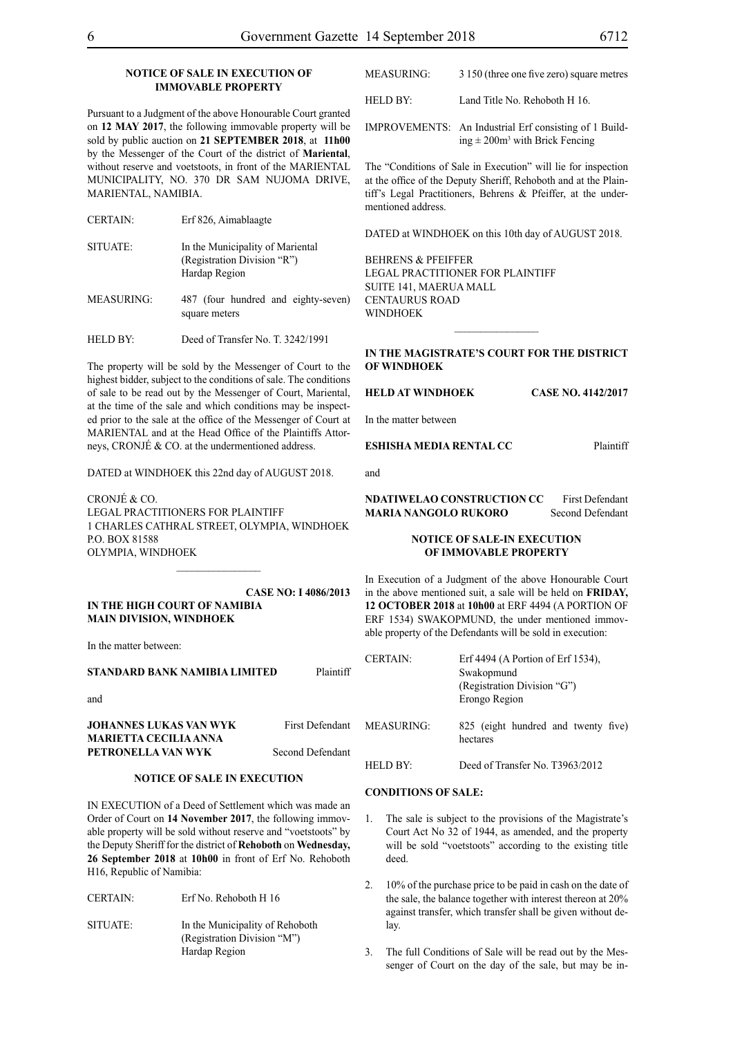**NOTICE OF SALE IN EXECUTION OF IMMOVABLE PROPERTY**

Pursuant to a Judgment of the above Honourable Court granted on **12 MAY 2017**, the following immovable property will be sold by public auction on **21 SEPTEMBER 2018**, at **11h00** by the Messenger of the Court of the district of **Mariental**, without reserve and voetstoots, in front of the MARIENTAL MUNICIPALITY, NO. 370 DR SAM NUJOMA DRIVE, MARIENTAL, NAMIBIA.

| | |
|---|---|
| CERTAIN: | Erf 826, Aimablaagte |
| SITUATE: | In the Municipality of Mariental (Registration Division "R") Hardap Region |
| MEASURING: | 487 (four hundred and eighty-seven) square meters |
| HELD BY: | Deed of Transfer No. T. 3242/1991 |

The property will be sold by the Messenger of Court to the highest bidder, subject to the conditions of sale. The conditions of sale to be read out by the Messenger of Court, Mariental, at the time of the sale and which conditions may be inspected prior to the sale at the office of the Messenger of Court at MARIENTAL and at the Head Office of the Plaintiffs Attorneys, CRONJÉ & CO. at the undermentioned address.

DATED at WINDHOEK this 22nd day of AUGUST 2018.

CRONJÉ & CO.
LEGAL PRACTITIONERS FOR PLAINTIFF
1 CHARLES CATHRAL STREET, OLYMPIA, WINDHOEK
P.O. BOX 81588
OLYMPIA, WINDHOEK

---

**CASE NO: I 4086/2013**

**IN THE HIGH COURT OF NAMIBIA**
**MAIN DIVISION, WINDHOEK**

In the matter between:

**STANDARD BANK NAMIBIA LIMITED** Plaintiff

and

**JOHANNES LUKAS VAN WYK** First Defendant
**MARIETTA CECILIA ANNA PETRONELLA VAN WYK** Second Defendant

**NOTICE OF SALE IN EXECUTION**

IN EXECUTION of a Deed of Settlement which was made an Order of Court on **14 November 2017**, the following immovable property will be sold without reserve and "voetstoots" by the Deputy Sheriff for the district of **Rehoboth** on **Wednesday, 26 September 2018** at **10h00** in front of Erf No. Rehoboth H16, Republic of Namibia:

| | |
|---|---|
| CERTAIN: | Erf No. Rehoboth H 16 |
| SITUATE: | In the Municipality of Rehoboth (Registration Division "M") Hardap Region |
| MEASURING: | 3 150 (three one five zero) square metres |
| HELD BY: | Land Title No. Rehoboth H 16. |
| IMPROVEMENTS: | An Industrial Erf consisting of 1 Building ± 200m³ with Brick Fencing |

The "Conditions of Sale in Execution" will lie for inspection at the office of the Deputy Sheriff, Rehoboth and at the Plaintiff's Legal Practitioners, Behrens & Pfeiffer, at the undermentioned address.

DATED at WINDHOEK on this 10th day of AUGUST 2018.

BEHRENS & PFEIFFER
LEGAL PRACTITIONER FOR PLAINTIFF
SUITE 141, MAERUA MALL
CENTAURUS ROAD
WINDHOEK

---

**IN THE MAGISTRATE'S COURT FOR THE DISTRICT OF WINDHOEK**

**HELD AT WINDHOEK** **CASE NO. 4142/2017**

In the matter between

**ESHISHA MEDIA RENTAL CC** Plaintiff

and

**NDATIWELAO CONSTRUCTION CC** First Defendant
**MARIA NANGOLO RUKORO** Second Defendant

**NOTICE OF SALE-IN EXECUTION OF IMMOVABLE PROPERTY**

In Execution of a Judgment of the above Honourable Court in the above mentioned suit, a sale will be held on **FRIDAY, 12 OCTOBER 2018** at **10h00** at ERF 4494 (A PORTION OF ERF 1534) SWAKOPMUND, the under mentioned immovable property of the Defendants will be sold in execution:

| | |
|---|---|
| CERTAIN: | Erf 4494 (A Portion of Erf 1534), Swakopmund (Registration Division "G") Erongo Region |
| MEASURING: | 825 (eight hundred and twenty five) hectares |
| HELD BY: | Deed of Transfer No. T3963/2012 |

**CONDITIONS OF SALE:**

1. The sale is subject to the provisions of the Magistrate's Court Act No 32 of 1944, as amended, and the property will be sold "voetstoots" according to the existing title deed.
2. 10% of the purchase price to be paid in cash on the date of the sale, the balance together with interest thereon at 20% against transfer, which transfer shall be given without delay.
3. The full Conditions of Sale will be read out by the Messenger of Court on the day of the sale, but may be in-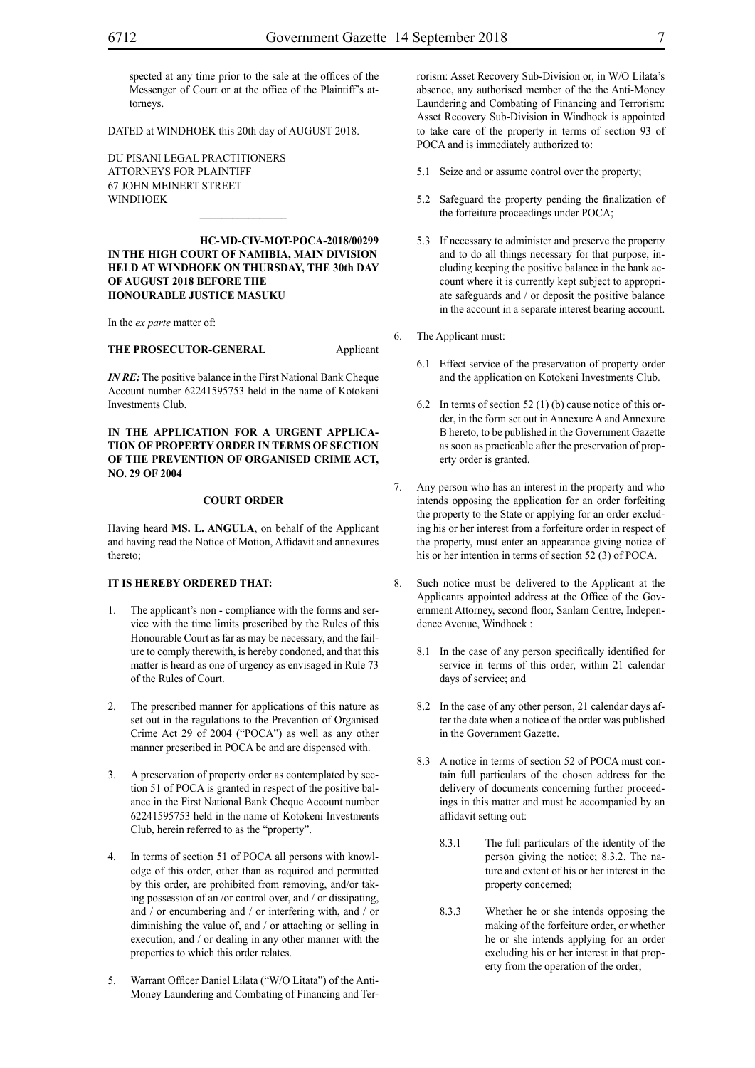spected at any time prior to the sale at the offices of the Messenger of Court or at the office of the Plaintiff's attorneys.

DATED at WINDHOEK this 20th day of AUGUST 2018.

DU PISANI LEGAL PRACTITIONERS
ATTORNEYS FOR PLAINTIFF
67 JOHN MEINERT STREET
WINDHOEK

---

**HC-MD-CIV-MOT-POCA-2018/00299**
**IN THE HIGH COURT OF NAMIBIA, MAIN DIVISION HELD AT WINDHOEK ON THURSDAY, THE 30th DAY OF AUGUST 2018 BEFORE THE HONOURABLE JUSTICE MASUKU**

In the *ex parte* matter of:

**THE PROSECUTOR-GENERAL** Applicant

***IN RE:*** The positive balance in the First National Bank Cheque Account number 62241595753 held in the name of Kotokeni Investments Club.

**IN THE APPLICATION FOR A URGENT APPLICATION OF PROPERTY ORDER IN TERMS OF SECTION OF THE PREVENTION OF ORGANISED CRIME ACT, NO. 29 OF 2004**

**COURT ORDER**

Having heard **MS. L. ANGULA**, on behalf of the Applicant and having read the Notice of Motion, Affidavit and annexures thereto;

**IT IS HEREBY ORDERED THAT:**

1. The applicant's non - compliance with the forms and service with the time limits prescribed by the Rules of this Honourable Court as far as may be necessary, and the failure to comply therewith, is hereby condoned, and that this matter is heard as one of urgency as envisaged in Rule 73 of the Rules of Court.

2. The prescribed manner for applications of this nature as set out in the regulations to the Prevention of Organised Crime Act 29 of 2004 ("POCA") as well as any other manner prescribed in POCA be and are dispensed with.

3. A preservation of property order as contemplated by section 51 of POCA is granted in respect of the positive balance in the First National Bank Cheque Account number 62241595753 held in the name of Kotokeni Investments Club, herein referred to as the "property".

4. In terms of section 51 of POCA all persons with knowledge of this order, other than as required and permitted by this order, are prohibited from removing, and/or taking possession of an /or control over, and / or dissipating, and / or encumbering and / or interfering with, and / or diminishing the value of, and / or attaching or selling in execution, and / or dealing in any other manner with the properties to which this order relates.

5. Warrant Officer Daniel Lilata ("W/O Litata") of the Anti-Money Laundering and Combating of Financing and Terrorism: Asset Recovery Sub-Division or, in W/O Lilata's absence, any authorised member of the the Anti-Money Laundering and Combating of Financing and Terrorism: Asset Recovery Sub-Division in Windhoek is appointed to take care of the property in terms of section 93 of POCA and is immediately authorized to:

   5.1 Seize and or assume control over the property;

   5.2 Safeguard the property pending the finalization of the forfeiture proceedings under POCA;

   5.3 If necessary to administer and preserve the property and to do all things necessary for that purpose, including keeping the positive balance in the bank account where it is currently kept subject to appropriate safeguards and / or deposit the positive balance in the account in a separate interest bearing account.

6. The Applicant must:

   6.1 Effect service of the preservation of property order and the application on Kotokeni Investments Club.

   6.2 In terms of section 52 (1) (b) cause notice of this order, in the form set out in Annexure A and Annexure B hereto, to be published in the Government Gazette as soon as practicable after the preservation of property order is granted.

7. Any person who has an interest in the property and who intends opposing the application for an order forfeiting the property to the State or applying for an order excluding his or her interest from a forfeiture order in respect of the property, must enter an appearance giving notice of his or her intention in terms of section 52 (3) of POCA.

8. Such notice must be delivered to the Applicant at the Applicants appointed address at the Office of the Government Attorney, second floor, Sanlam Centre, Independence Avenue, Windhoek :

   8.1 In the case of any person specifically identified for service in terms of this order, within 21 calendar days of service; and

   8.2 In the case of any other person, 21 calendar days after the date when a notice of the order was published in the Government Gazette.

   8.3 A notice in terms of section 52 of POCA must contain full particulars of the chosen address for the delivery of documents concerning further proceedings in this matter and must be accompanied by an affidavit setting out:

      8.3.1 The full particulars of the identity of the person giving the notice; 8.3.2. The nature and extent of his or her interest in the property concerned;

      8.3.3 Whether he or she intends opposing the making of the forfeiture order, or whether he or she intends applying for an order excluding his or her interest in that property from the operation of the order;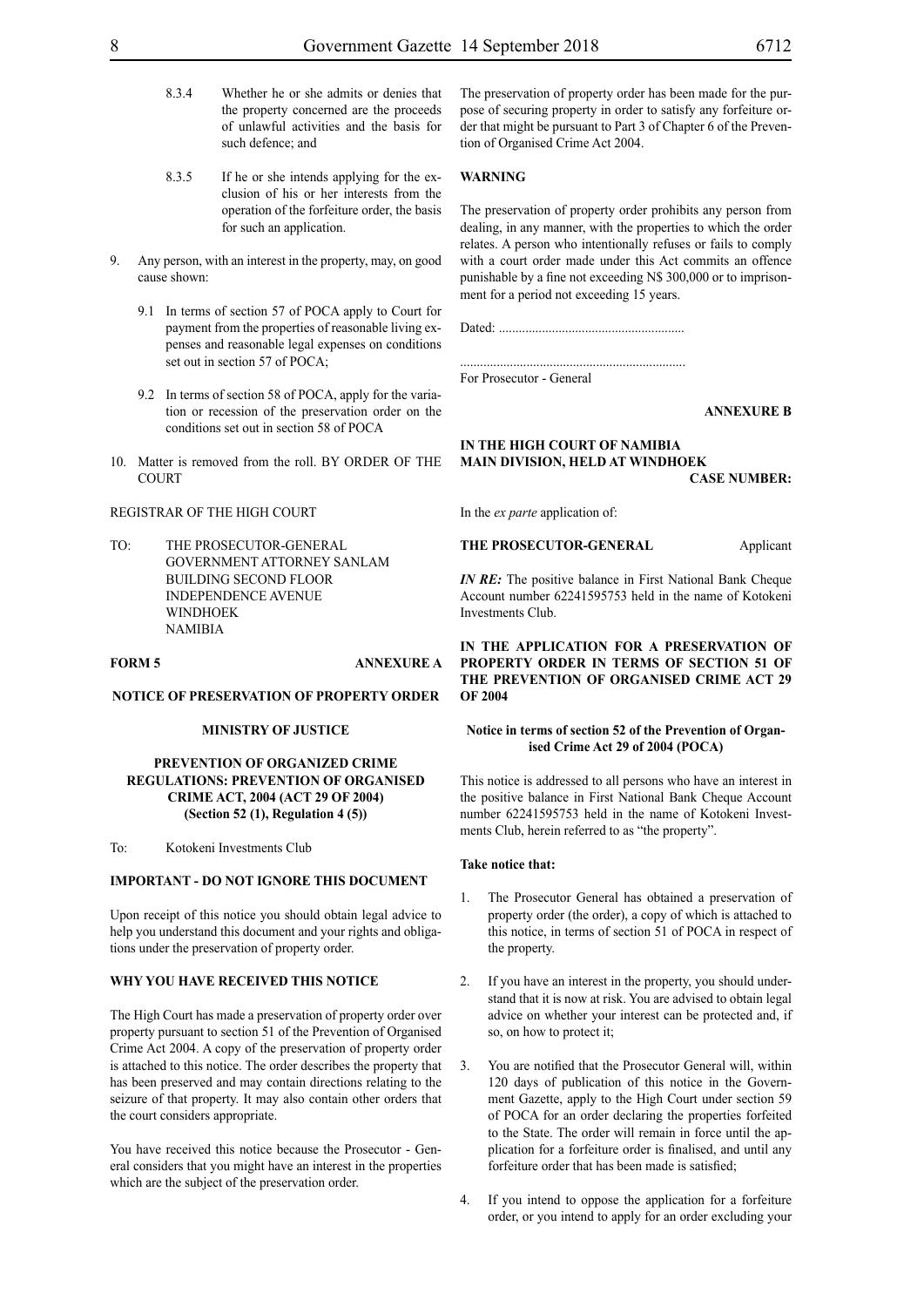8.3.4 Whether he or she admits or denies that the property concerned are the proceeds of unlawful activities and the basis for such defence; and

8.3.5 If he or she intends applying for the exclusion of his or her interests from the operation of the forfeiture order, the basis for such an application.

9. Any person, with an interest in the property, may, on good cause shown:

 9.1 In terms of section 57 of POCA apply to Court for payment from the properties of reasonable living expenses and reasonable legal expenses on conditions set out in section 57 of POCA;

 9.2 In terms of section 58 of POCA, apply for the variation or recession of the preservation order on the conditions set out in section 58 of POCA

10. Matter is removed from the roll. BY ORDER OF THE COURT

REGISTRAR OF THE HIGH COURT

TO: THE PROSECUTOR-GENERAL
GOVERNMENT ATTORNEY SANLAM
BUILDING SECOND FLOOR
INDEPENDENCE AVENUE
WINDHOEK
NAMIBIA

**FORM 5** **ANNEXURE A**

**NOTICE OF PRESERVATION OF PROPERTY ORDER**

**MINISTRY OF JUSTICE**

**PREVENTION OF ORGANIZED CRIME REGULATIONS: PREVENTION OF ORGANISED CRIME ACT, 2004 (ACT 29 OF 2004) (Section 52 (1), Regulation 4 (5))**

To: Kotokeni Investments Club

**IMPORTANT - DO NOT IGNORE THIS DOCUMENT**

Upon receipt of this notice you should obtain legal advice to help you understand this document and your rights and obligations under the preservation of property order.

**WHY YOU HAVE RECEIVED THIS NOTICE**

The High Court has made a preservation of property order over property pursuant to section 51 of the Prevention of Organised Crime Act 2004. A copy of the preservation of property order is attached to this notice. The order describes the property that has been preserved and may contain directions relating to the seizure of that property. It may also contain other orders that the court considers appropriate.

You have received this notice because the Prosecutor - General considers that you might have an interest in the properties which are the subject of the preservation order.

The preservation of property order has been made for the purpose of securing property in order to satisfy any forfeiture order that might be made pursuant to Part 3 of Chapter 6 of the Prevention of Organised Crime Act 2004.

**WARNING**

The preservation of property order prohibits any person from dealing, in any manner, with the properties to which the order relates. A person who intentionally refuses or fails to comply with a court order made under this Act commits an offence punishable by a fine not exceeding N$ 300,000 or to imprisonment for a period not exceeding 15 years.

Dated: ........................................................

....................................................................
For Prosecutor - General

**ANNEXURE B**

**IN THE HIGH COURT OF NAMIBIA**
**MAIN DIVISION, HELD AT WINDHOEK**
**CASE NUMBER:**

In the *ex parte* application of:

**THE PROSECUTOR-GENERAL** Applicant

***IN RE:*** The positive balance in First National Bank Cheque Account number 62241595753 held in the name of Kotokeni Investments Club.

**IN THE APPLICATION FOR A PRESERVATION OF PROPERTY ORDER IN TERMS OF SECTION 51 OF THE PREVENTION OF ORGANISED CRIME ACT 29 OF 2004**

**Notice in terms of section 52 of the Prevention of Organised Crime Act 29 of 2004 (POCA)**

This notice is addressed to all persons who have an interest in the positive balance in First National Bank Cheque Account number 62241595753 held in the name of Kotokeni Investments Club, herein referred to as "the property".

**Take notice that:**

1. The Prosecutor General has obtained a preservation of property order (the order), a copy of which is attached to this notice, in terms of section 51 of POCA in respect of the property.

2. If you have an interest in the property, you should understand that it is now at risk. You are advised to obtain legal advice on whether your interest can be protected and, if so, on how to protect it;

3. You are notified that the Prosecutor General will, within 120 days of publication of this notice in the Government Gazette, apply to the High Court under section 59 of POCA for an order declaring the properties forfeited to the State. The order will remain in force until the application for a forfeiture order is finalised, and until any forfeiture order that has been made is satisfied;

4. If you intend to oppose the application for a forfeiture order, or you intend to apply for an order excluding your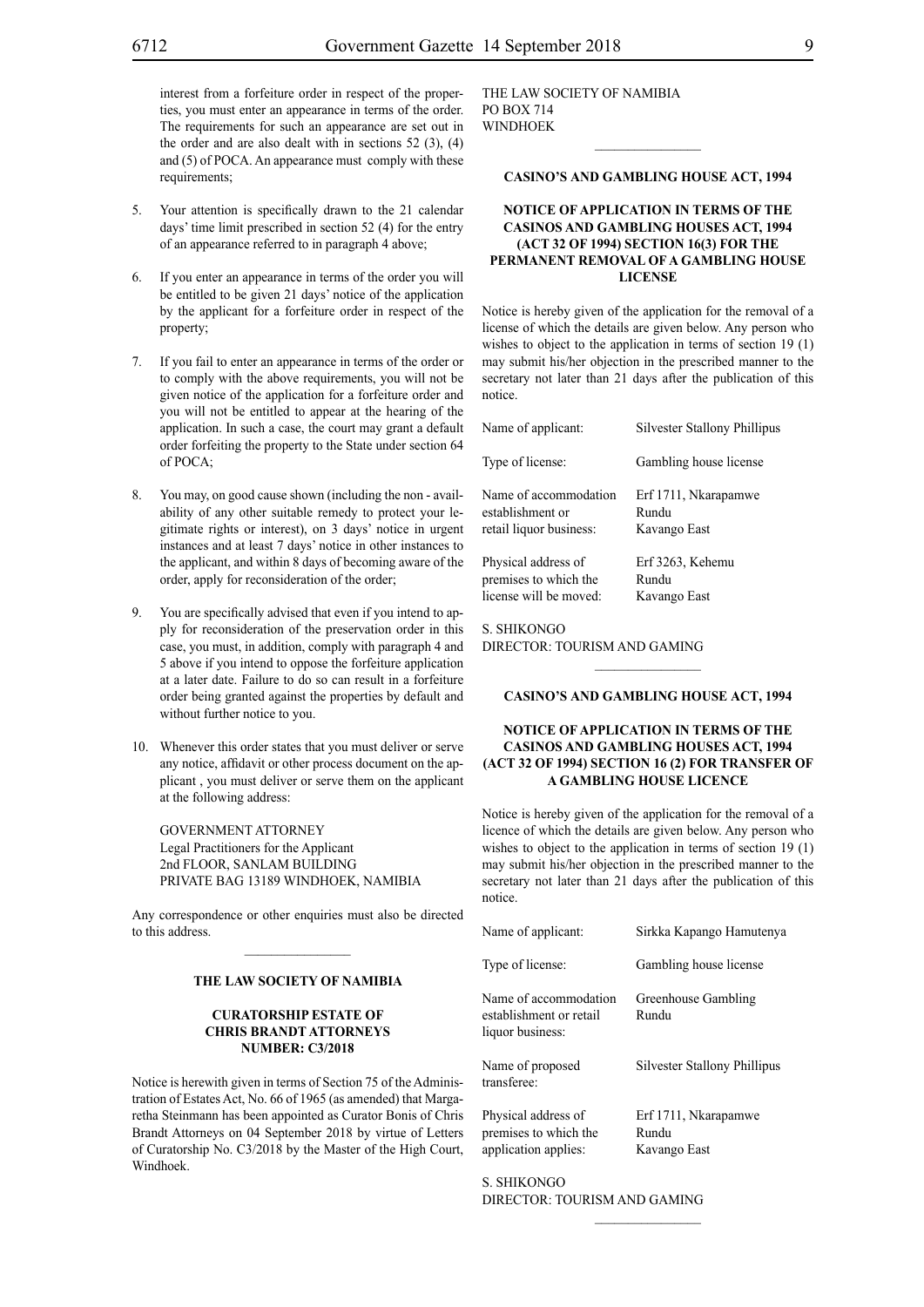interest from a forfeiture order in respect of the properties, you must enter an appearance in terms of the order. The requirements for such an appearance are set out in the order and are also dealt with in sections 52 (3), (4) and (5) of POCA. An appearance must comply with these requirements;

5. Your attention is specifically drawn to the 21 calendar days' time limit prescribed in section 52 (4) for the entry of an appearance referred to in paragraph 4 above;

6. If you enter an appearance in terms of the order you will be entitled to be given 21 days' notice of the application by the applicant for a forfeiture order in respect of the property;

7. If you fail to enter an appearance in terms of the order or to comply with the above requirements, you will not be given notice of the application for a forfeiture order and you will not be entitled to appear at the hearing of the application. In such a case, the court may grant a default order forfeiting the property to the State under section 64 of POCA;

8. You may, on good cause shown (including the non - availability of any other suitable remedy to protect your legitimate rights or interest), on 3 days' notice in urgent instances and at least 7 days' notice in other instances to the applicant, and within 8 days of becoming aware of the order, apply for reconsideration of the order;

9. You are specifically advised that even if you intend to apply for reconsideration of the preservation order in this case, you must, in addition, comply with paragraph 4 and 5 above if you intend to oppose the forfeiture application at a later date. Failure to do so can result in a forfeiture order being granted against the properties by default and without further notice to you.

10. Whenever this order states that you must deliver or serve any notice, affidavit or other process document on the applicant , you must deliver or serve them on the applicant at the following address:

    GOVERNMENT ATTORNEY
    Legal Practitioners for the Applicant
    2nd FLOOR, SANLAM BUILDING
    PRIVATE BAG 13189 WINDHOEK, NAMIBIA

Any correspondence or other enquiries must also be directed to this address.

---

**THE LAW SOCIETY OF NAMIBIA**

**CURATORSHIP ESTATE OF CHRIS BRANDT ATTORNEYS NUMBER: C3/2018**

Notice is herewith given in terms of Section 75 of the Administration of Estates Act, No. 66 of 1965 (as amended) that Margaretha Steinmann has been appointed as Curator Bonis of Chris Brandt Attorneys on 04 September 2018 by virtue of Letters of Curatorship No. C3/2018 by the Master of the High Court, Windhoek.

THE LAW SOCIETY OF NAMIBIA
PO BOX 714
WINDHOEK

---

**CASINO'S AND GAMBLING HOUSE ACT, 1994**

**NOTICE OF APPLICATION IN TERMS OF THE CASINOS AND GAMBLING HOUSES ACT, 1994 (ACT 32 OF 1994) SECTION 16(3) FOR THE PERMANENT REMOVAL OF A GAMBLING HOUSE LICENSE**

Notice is hereby given of the application for the removal of a license of which the details are given below. Any person who wishes to object to the application in terms of section 19 (1) may submit his/her objection in the prescribed manner to the secretary not later than 21 days after the publication of this notice.

| | |
|---|---|
| Name of applicant: | Silvester Stallony Phillipus |
| Type of license: | Gambling house license |
| Name of accommodation establishment or retail liquor business: | Erf 1711, Nkarapamwe Rundu Kavango East |
| Physical address of premises to which the license will be moved: | Erf 3263, Kehemu Rundu Kavango East |

S. SHIKONGO
DIRECTOR: TOURISM AND GAMING

---

**CASINO'S AND GAMBLING HOUSE ACT, 1994**

**NOTICE OF APPLICATION IN TERMS OF THE CASINOS AND GAMBLING HOUSES ACT, 1994 (ACT 32 OF 1994) SECTION 16 (2) FOR TRANSFER OF A GAMBLING HOUSE LICENCE**

Notice is hereby given of the application for the removal of a licence of which the details are given below. Any person who wishes to object to the application in terms of section 19 (1) may submit his/her objection in the prescribed manner to the secretary not later than 21 days after the publication of this notice.

| | |
|---|---|
| Name of applicant: | Sirkka Kapango Hamutenya |
| Type of license: | Gambling house license |
| Name of accommodation establishment or retail liquor business: | Greenhouse Gambling Rundu |
| Name of proposed transferee: | Silvester Stallony Phillipus |
| Physical address of premises to which the application applies: | Erf 1711, Nkarapamwe Rundu Kavango East |

S. SHIKONGO
DIRECTOR: TOURISM AND GAMING

---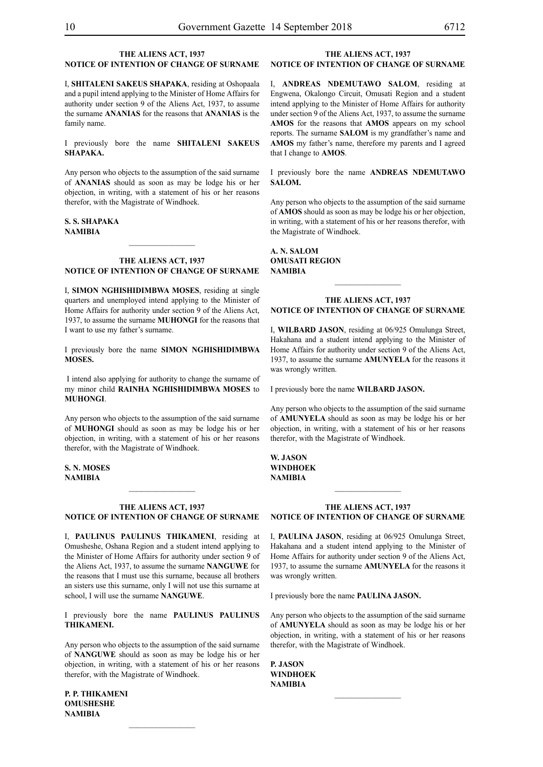### THE ALIENS ACT, 1937
### NOTICE OF INTENTION OF CHANGE OF SURNAME

I, **SHITALENI SAKEUS SHAPAKA**, residing at Oshopaala and a pupil intend applying to the Minister of Home Affairs for authority under section 9 of the Aliens Act, 1937, to assume the surname **ANANIAS** for the reasons that **ANANIAS** is the family name.

I previously bore the name **SHITALENI SAKEUS SHAPAKA.**

Any person who objects to the assumption of the said surname of **ANANIAS** should as soon as may be lodge his or her objection, in writing, with a statement of his or her reasons therefor, with the Magistrate of Windhoek.

**S. S. SHAPAKA**
**NAMIBIA**

---

### THE ALIENS ACT, 1937
### NOTICE OF INTENTION OF CHANGE OF SURNAME

I, **SIMON NGHISHIDIMBWA MOSES**, residing at single quarters and unemployed intend applying to the Minister of Home Affairs for authority under section 9 of the Aliens Act, 1937, to assume the surname **MUHONGI** for the reasons that I want to use my father's surname.

I previously bore the name **SIMON NGHISHIDIMBWA MOSES.**

I intend also applying for authority to change the surname of my minor child **RAINHA NGHISHIDIMBWA MOSES** to **MUHONGI**.

Any person who objects to the assumption of the said surname of **MUHONGI** should as soon as may be lodge his or her objection, in writing, with a statement of his or her reasons therefor, with the Magistrate of Windhoek.

**S. N. MOSES**
**NAMIBIA**

---

### THE ALIENS ACT, 1937
### NOTICE OF INTENTION OF CHANGE OF SURNAME

I, **PAULINUS PAULINUS THIKAMENI**, residing at Omusheshe, Oshana Region and a student intend applying to the Minister of Home Affairs for authority under section 9 of the Aliens Act, 1937, to assume the surname **NANGUWE** for the reasons that I must use this surname, because all brothers an sisters use this surname, only I will not use this surname at school, I will use the surname **NANGUWE**.

I previously bore the name **PAULINUS PAULINUS THIKAMENI.**

Any person who objects to the assumption of the said surname of **NANGUWE** should as soon as may be lodge his or her objection, in writing, with a statement of his or her reasons therefor, with the Magistrate of Windhoek.

**P. P. THIKAMENI**
**OMUSHESHE**
**NAMIBIA**

---

### THE ALIENS ACT, 1937
### NOTICE OF INTENTION OF CHANGE OF SURNAME

I, **ANDREAS NDEMUTAWO SALOM**, residing at Engwena, Okalongo Circuit, Omusati Region and a student intend applying to the Minister of Home Affairs for authority under section 9 of the Aliens Act, 1937, to assume the surname **AMOS** for the reasons that **AMOS** appears on my school reports. The surname **SALOM** is my grandfather's name and **AMOS** my father's name, therefore my parents and I agreed that I change to **AMOS**.

I previously bore the name **ANDREAS NDEMUTAWO SALOM.**

Any person who objects to the assumption of the said surname of **AMOS** should as soon as may be lodge his or her objection, in writing, with a statement of his or her reasons therefor, with the Magistrate of Windhoek.

**A. N. SALOM**
**OMUSATI REGION**
**NAMIBIA**

---

### THE ALIENS ACT, 1937
### NOTICE OF INTENTION OF CHANGE OF SURNAME

I, **WILBARD JASON**, residing at 06/925 Omulunga Street, Hakahana and a student intend applying to the Minister of Home Affairs for authority under section 9 of the Aliens Act, 1937, to assume the surname **AMUNYELA** for the reasons it was wrongly written.

I previously bore the name **WILBARD JASON.**

Any person who objects to the assumption of the said surname of **AMUNYELA** should as soon as may be lodge his or her objection, in writing, with a statement of his or her reasons therefor, with the Magistrate of Windhoek.

**W. JASON**
**WINDHOEK**
**NAMIBIA**

---

### THE ALIENS ACT, 1937
### NOTICE OF INTENTION OF CHANGE OF SURNAME

I, **PAULINA JASON**, residing at 06/925 Omulunga Street, Hakahana and a student intend applying to the Minister of Home Affairs for authority under section 9 of the Aliens Act, 1937, to assume the surname **AMUNYELA** for the reasons it was wrongly written.

I previously bore the name **PAULINA JASON.**

Any person who objects to the assumption of the said surname of **AMUNYELA** should as soon as may be lodge his or her objection, in writing, with a statement of his or her reasons therefor, with the Magistrate of Windhoek.

**P. JASON**
**WINDHOEK**
**NAMIBIA**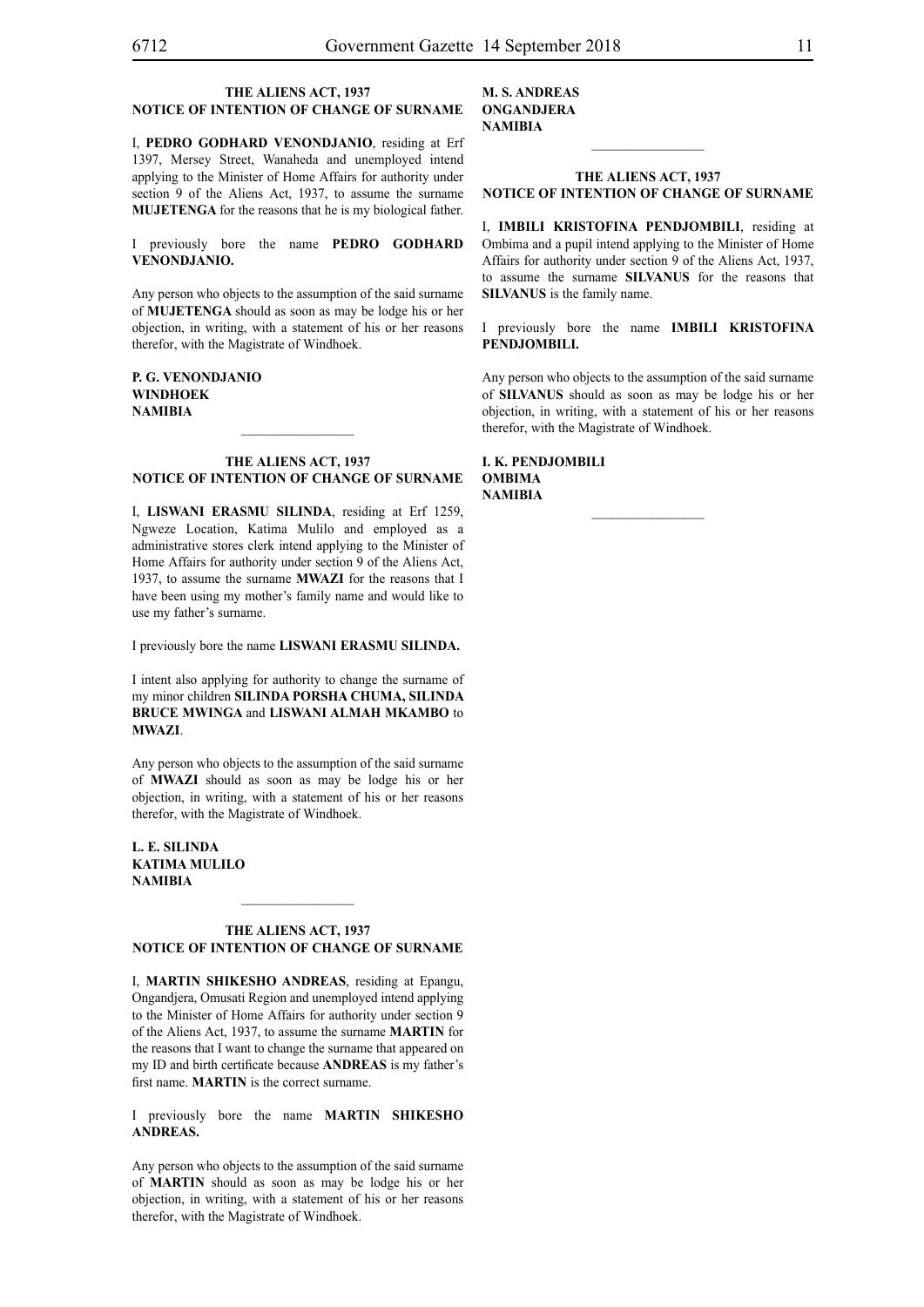### THE ALIENS ACT, 1937
### NOTICE OF INTENTION OF CHANGE OF SURNAME

I, **PEDRO GODHARD VENONDJANIO**, residing at Erf 1397, Mersey Street, Wanaheda and unemployed intend applying to the Minister of Home Affairs for authority under section 9 of the Aliens Act, 1937, to assume the surname **MUJETENGA** for the reasons that he is my biological father.

I previously bore the name **PEDRO GODHARD VENONDJANIO.**

Any person who objects to the assumption of the said surname of **MUJETENGA** should as soon as may be lodge his or her objection, in writing, with a statement of his or her reasons therefor, with the Magistrate of Windhoek.

**P. G. VENONDJANIO**
**WINDHOEK**
**NAMIBIA**

---

### THE ALIENS ACT, 1937
### NOTICE OF INTENTION OF CHANGE OF SURNAME

I, **LISWANI ERASMU SILINDA**, residing at Erf 1259, Ngweze Location, Katima Mulilo and employed as a administrative stores clerk intend applying to the Minister of Home Affairs for authority under section 9 of the Aliens Act, 1937, to assume the surname **MWAZI** for the reasons that I have been using my mother's family name and would like to use my father's surname.

I previously bore the name **LISWANI ERASMU SILINDA.**

I intent also applying for authority to change the surname of my minor children **SILINDA PORSHA CHUMA, SILINDA BRUCE MWINGA** and **LISWANI ALMAH MKAMBO** to **MWAZI**.

Any person who objects to the assumption of the said surname of **MWAZI** should as soon as may be lodge his or her objection, in writing, with a statement of his or her reasons therefor, with the Magistrate of Windhoek.

**L. E. SILINDA**
**KATIMA MULILO**
**NAMIBIA**

---

### THE ALIENS ACT, 1937
### NOTICE OF INTENTION OF CHANGE OF SURNAME

I, **MARTIN SHIKESHO ANDREAS**, residing at Epangu, Ongandjera, Omusati Region and unemployed intend applying to the Minister of Home Affairs for authority under section 9 of the Aliens Act, 1937, to assume the surname **MARTIN** for the reasons that I want to change the surname that appeared on my ID and birth certificate because **ANDREAS** is my father's first name. **MARTIN** is the correct surname.

I previously bore the name **MARTIN SHIKESHO ANDREAS.**

Any person who objects to the assumption of the said surname of **MARTIN** should as soon as may be lodge his or her objection, in writing, with a statement of his or her reasons therefor, with the Magistrate of Windhoek.

**M. S. ANDREAS**
**ONGANDJERA**
**NAMIBIA**

---

### THE ALIENS ACT, 1937
### NOTICE OF INTENTION OF CHANGE OF SURNAME

I, **IMBILI KRISTOFINA PENDJOMBILI**, residing at Ombima and a pupil intend applying to the Minister of Home Affairs for authority under section 9 of the Aliens Act, 1937, to assume the surname **SILVANUS** for the reasons that **SILVANUS** is the family name.

I previously bore the name **IMBILI KRISTOFINA PENDJOMBILI.**

Any person who objects to the assumption of the said surname of **SILVANUS** should as soon as may be lodge his or her objection, in writing, with a statement of his or her reasons therefor, with the Magistrate of Windhoek.

**I. K. PENDJOMBILI**
**OMBIMA**
**NAMIBIA**

---